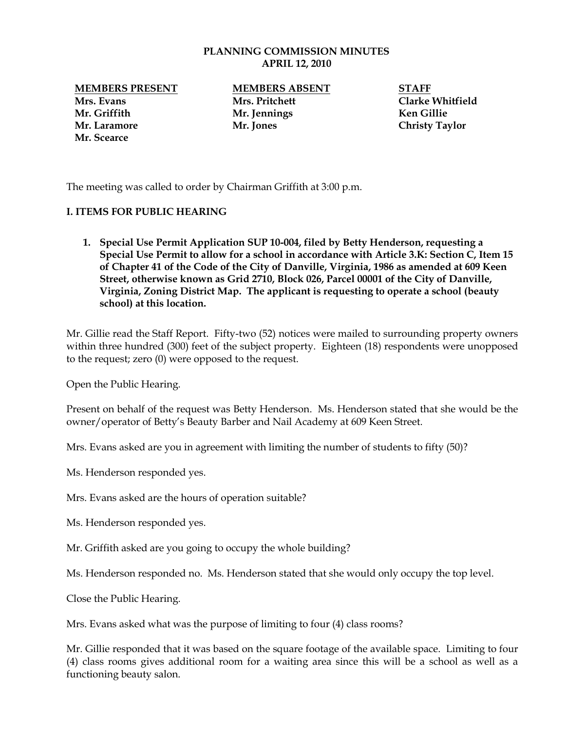# PLANNING COMMISSION MINUTES
## APRIL 12, 2010

| MEMBERS PRESENT | MEMBERS ABSENT | STAFF |
|---|---|---|
| Mrs. Evans | Mrs. Pritchett | Clarke Whitfield |
| Mr. Griffith | Mr. Jennings | Ken Gillie |
| Mr. Laramore | Mr. Jones | Christy Taylor |
| Mr. Scearce | | |

The meeting was called to order by Chairman Griffith at 3:00 p.m.

**I. ITEMS FOR PUBLIC HEARING**

1. **Special Use Permit Application SUP 10-004, filed by Betty Henderson, requesting a Special Use Permit to allow for a school in accordance with Article 3.K: Section C, Item 15 of Chapter 41 of the Code of the City of Danville, Virginia, 1986 as amended at 609 Keen Street, otherwise known as Grid 2710, Block 026, Parcel 00001 of the City of Danville, Virginia, Zoning District Map. The applicant is requesting to operate a school (beauty school) at this location.**

Mr. Gillie read the Staff Report. Fifty-two (52) notices were mailed to surrounding property owners within three hundred (300) feet of the subject property. Eighteen (18) respondents were unopposed to the request; zero (0) were opposed to the request.

Open the Public Hearing.

Present on behalf of the request was Betty Henderson. Ms. Henderson stated that she would be the owner/operator of Betty's Beauty Barber and Nail Academy at 609 Keen Street.

Mrs. Evans asked are you in agreement with limiting the number of students to fifty (50)?

Ms. Henderson responded yes.

Mrs. Evans asked are the hours of operation suitable?

Ms. Henderson responded yes.

Mr. Griffith asked are you going to occupy the whole building?

Ms. Henderson responded no. Ms. Henderson stated that she would only occupy the top level.

Close the Public Hearing.

Mrs. Evans asked what was the purpose of limiting to four (4) class rooms?

Mr. Gillie responded that it was based on the square footage of the available space. Limiting to four (4) class rooms gives additional room for a waiting area since this will be a school as well as a functioning beauty salon.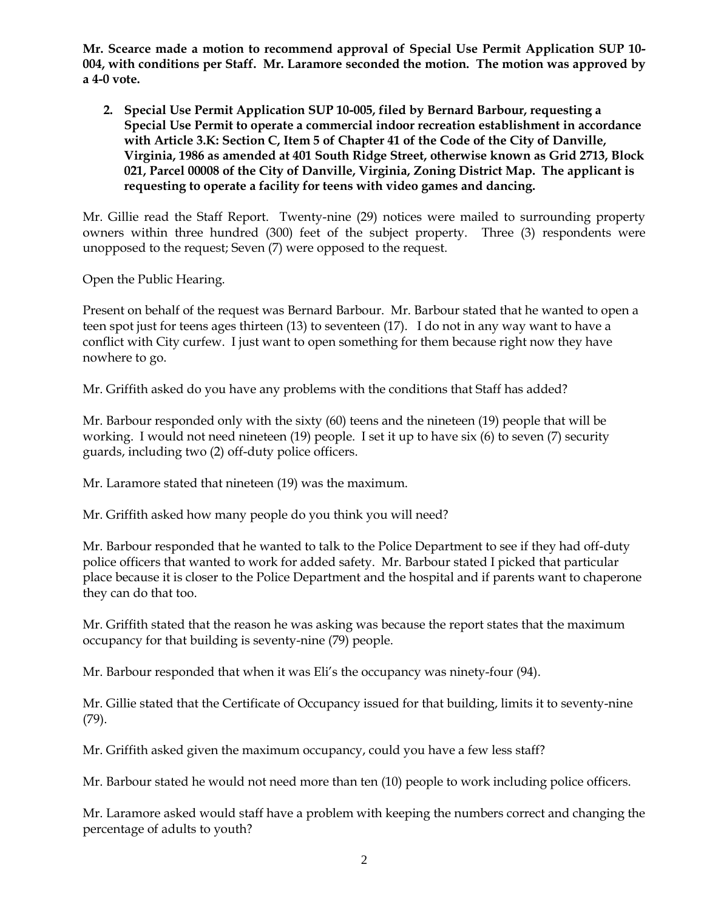**Mr. Scearce made a motion to recommend approval of Special Use Permit Application SUP 10-004, with conditions per Staff. Mr. Laramore seconded the motion. The motion was approved by a 4-0 vote.**

2. **Special Use Permit Application SUP 10-005, filed by Bernard Barbour, requesting a Special Use Permit to operate a commercial indoor recreation establishment in accordance with Article 3.K: Section C, Item 5 of Chapter 41 of the Code of the City of Danville, Virginia, 1986 as amended at 401 South Ridge Street, otherwise known as Grid 2713, Block 021, Parcel 00008 of the City of Danville, Virginia, Zoning District Map. The applicant is requesting to operate a facility for teens with video games and dancing.**

Mr. Gillie read the Staff Report. Twenty-nine (29) notices were mailed to surrounding property owners within three hundred (300) feet of the subject property. Three (3) respondents were unopposed to the request; Seven (7) were opposed to the request.

Open the Public Hearing.

Present on behalf of the request was Bernard Barbour. Mr. Barbour stated that he wanted to open a teen spot just for teens ages thirteen (13) to seventeen (17). I do not in any way want to have a conflict with City curfew. I just want to open something for them because right now they have nowhere to go.

Mr. Griffith asked do you have any problems with the conditions that Staff has added?

Mr. Barbour responded only with the sixty (60) teens and the nineteen (19) people that will be working. I would not need nineteen (19) people. I set it up to have six (6) to seven (7) security guards, including two (2) off-duty police officers.

Mr. Laramore stated that nineteen (19) was the maximum.

Mr. Griffith asked how many people do you think you will need?

Mr. Barbour responded that he wanted to talk to the Police Department to see if they had off-duty police officers that wanted to work for added safety. Mr. Barbour stated I picked that particular place because it is closer to the Police Department and the hospital and if parents want to chaperone they can do that too.

Mr. Griffith stated that the reason he was asking was because the report states that the maximum occupancy for that building is seventy-nine (79) people.

Mr. Barbour responded that when it was Eli's the occupancy was ninety-four (94).

Mr. Gillie stated that the Certificate of Occupancy issued for that building, limits it to seventy-nine (79).

Mr. Griffith asked given the maximum occupancy, could you have a few less staff?

Mr. Barbour stated he would not need more than ten (10) people to work including police officers.

Mr. Laramore asked would staff have a problem with keeping the numbers correct and changing the percentage of adults to youth?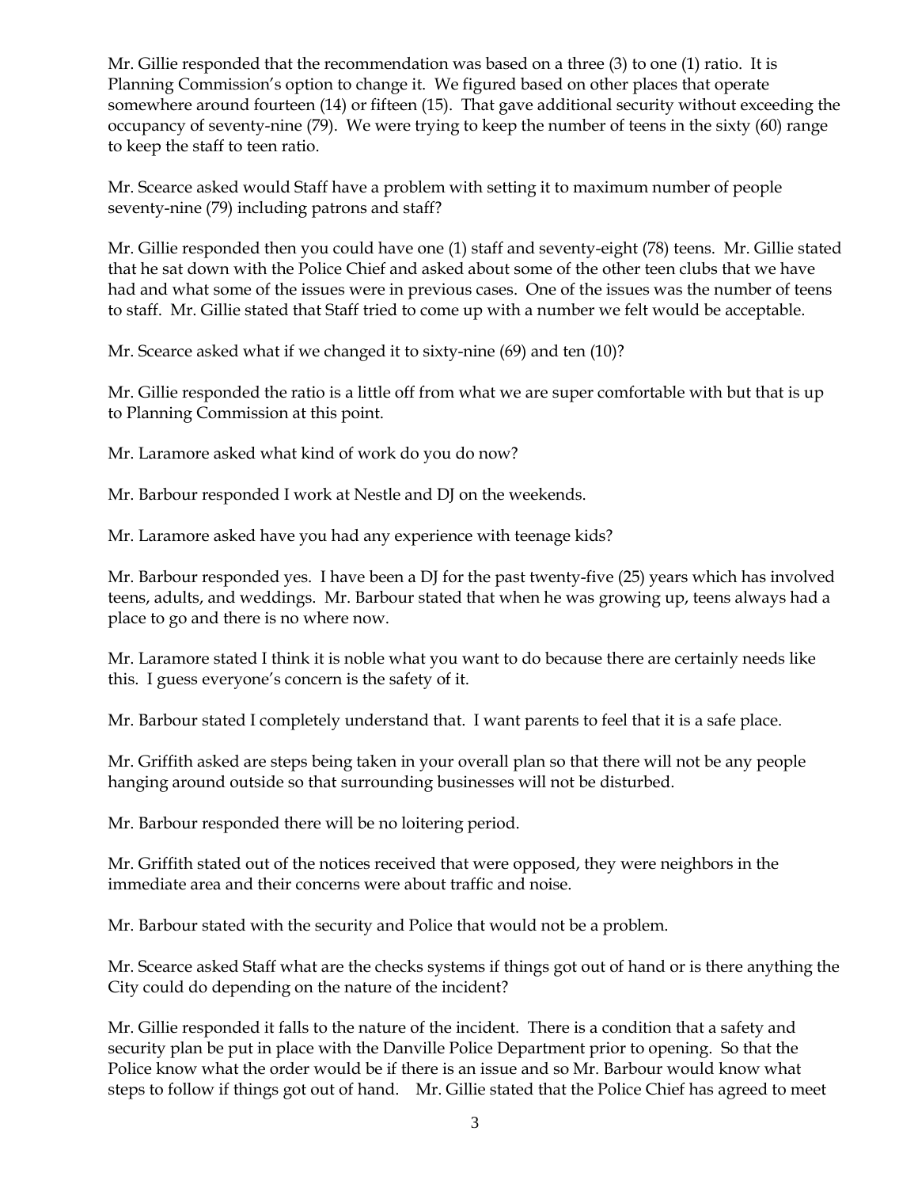Mr. Gillie responded that the recommendation was based on a three (3) to one (1) ratio. It is Planning Commission's option to change it. We figured based on other places that operate somewhere around fourteen (14) or fifteen (15). That gave additional security without exceeding the occupancy of seventy-nine (79). We were trying to keep the number of teens in the sixty (60) range to keep the staff to teen ratio.

Mr. Scearce asked would Staff have a problem with setting it to maximum number of people seventy-nine (79) including patrons and staff?

Mr. Gillie responded then you could have one (1) staff and seventy-eight (78) teens. Mr. Gillie stated that he sat down with the Police Chief and asked about some of the other teen clubs that we have had and what some of the issues were in previous cases. One of the issues was the number of teens to staff. Mr. Gillie stated that Staff tried to come up with a number we felt would be acceptable.

Mr. Scearce asked what if we changed it to sixty-nine (69) and ten (10)?

Mr. Gillie responded the ratio is a little off from what we are super comfortable with but that is up to Planning Commission at this point.

Mr. Laramore asked what kind of work do you do now?

Mr. Barbour responded I work at Nestle and DJ on the weekends.

Mr. Laramore asked have you had any experience with teenage kids?

Mr. Barbour responded yes. I have been a DJ for the past twenty-five (25) years which has involved teens, adults, and weddings. Mr. Barbour stated that when he was growing up, teens always had a place to go and there is no where now.

Mr. Laramore stated I think it is noble what you want to do because there are certainly needs like this. I guess everyone's concern is the safety of it.

Mr. Barbour stated I completely understand that. I want parents to feel that it is a safe place.

Mr. Griffith asked are steps being taken in your overall plan so that there will not be any people hanging around outside so that surrounding businesses will not be disturbed.

Mr. Barbour responded there will be no loitering period.

Mr. Griffith stated out of the notices received that were opposed, they were neighbors in the immediate area and their concerns were about traffic and noise.

Mr. Barbour stated with the security and Police that would not be a problem.

Mr. Scearce asked Staff what are the checks systems if things got out of hand or is there anything the City could do depending on the nature of the incident?

Mr. Gillie responded it falls to the nature of the incident. There is a condition that a safety and security plan be put in place with the Danville Police Department prior to opening. So that the Police know what the order would be if there is an issue and so Mr. Barbour would know what steps to follow if things got out of hand. Mr. Gillie stated that the Police Chief has agreed to meet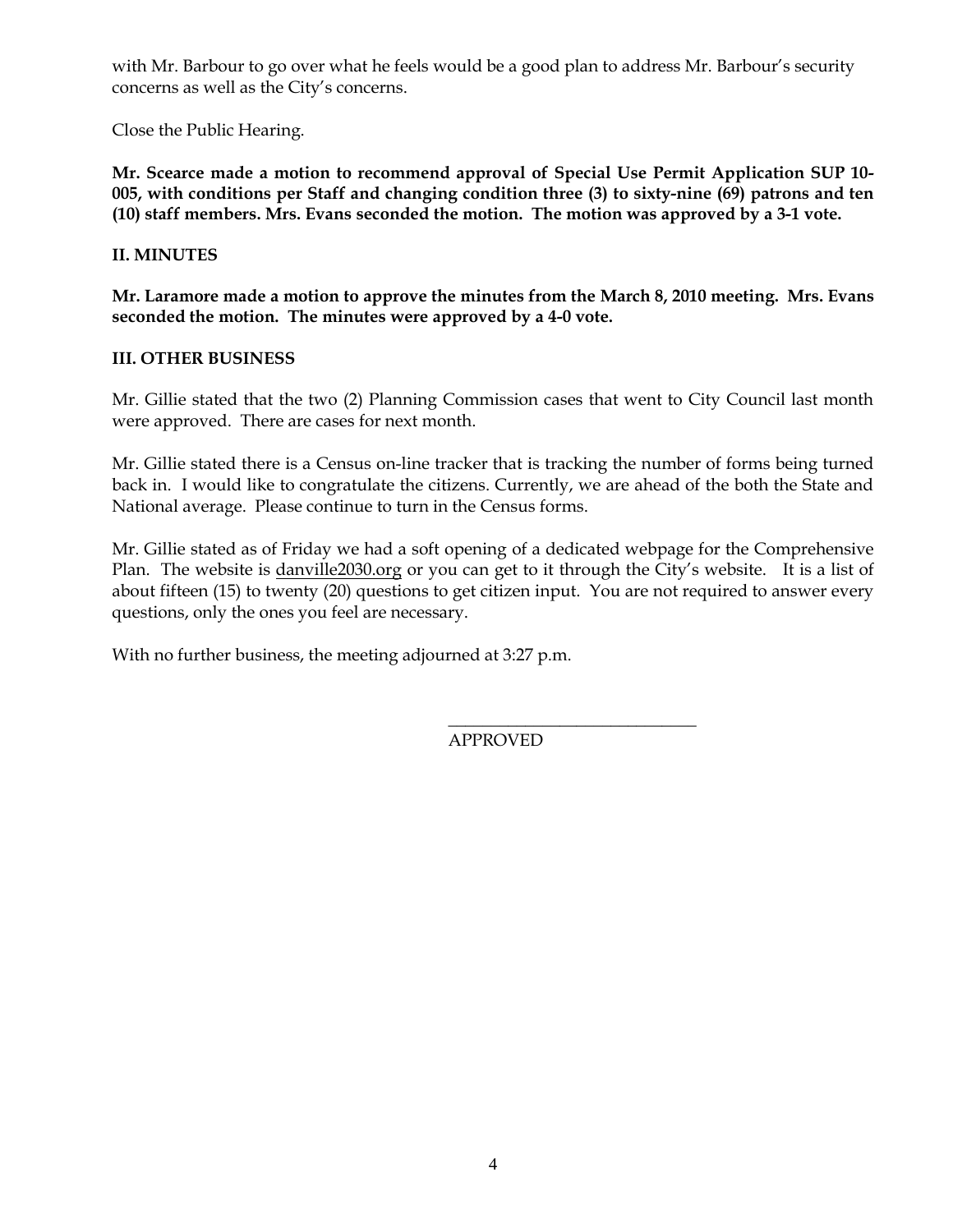with Mr. Barbour to go over what he feels would be a good plan to address Mr. Barbour's security concerns as well as the City's concerns.

Close the Public Hearing.

**Mr. Scearce made a motion to recommend approval of Special Use Permit Application SUP 10-005, with conditions per Staff and changing condition three (3) to sixty-nine (69) patrons and ten (10) staff members. Mrs. Evans seconded the motion. The motion was approved by a 3-1 vote.**

## II. MINUTES

**Mr. Laramore made a motion to approve the minutes from the March 8, 2010 meeting. Mrs. Evans seconded the motion. The minutes were approved by a 4-0 vote.**

## III. OTHER BUSINESS

Mr. Gillie stated that the two (2) Planning Commission cases that went to City Council last month were approved. There are cases for next month.

Mr. Gillie stated there is a Census on-line tracker that is tracking the number of forms being turned back in. I would like to congratulate the citizens. Currently, we are ahead of the both the State and National average. Please continue to turn in the Census forms.

Mr. Gillie stated as of Friday we had a soft opening of a dedicated webpage for the Comprehensive Plan. The website is danville2030.org or you can get to it through the City's website. It is a list of about fifteen (15) to twenty (20) questions to get citizen input. You are not required to answer every questions, only the ones you feel are necessary.

With no further business, the meeting adjourned at 3:27 p.m.

\_\_\_\_\_\_\_\_\_\_\_\_\_\_\_\_\_\_\_\_\_\_\_\_\_\_\_\_\_\_

APPROVED